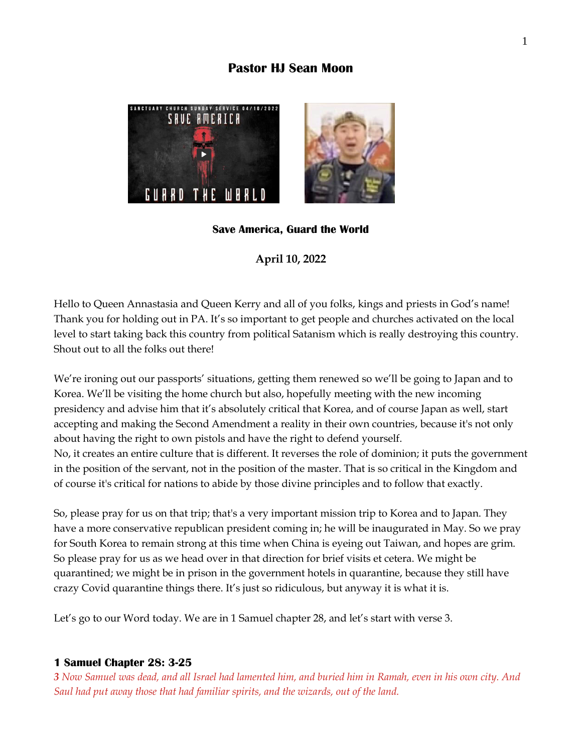# Pastor HJ Sean Moon

**Save America, Guard the World**

**April 10, 2022**

Hello to Queen Annastasia and Queen Kerry and all of you folks, kings and priests in God's name! Thank you for holding out in PA. It's so important to get people and churches activated on the local level to start taking back this country from political Satanism which is really destroying this country. Shout out to all the folks out there!

We're ironing out our passports' situations, getting them renewed so we'll be going to Japan and to Korea. We'll be visiting the home church but also, hopefully meeting with the new incoming presidency and advise him that it's absolutely critical that Korea, and of course Japan as well, start accepting and making the Second Amendment a reality in their own countries, because it's not only about having the right to own pistols and have the right to defend yourself.
No, it creates an entire culture that is different. It reverses the role of dominion; it puts the government in the position of the servant, not in the position of the master. That is so critical in the Kingdom and of course it's critical for nations to abide by those divine principles and to follow that exactly.

So, please pray for us on that trip; that's a very important mission trip to Korea and to Japan. They have a more conservative republican president coming in; he will be inaugurated in May. So we pray for South Korea to remain strong at this time when China is eyeing out Taiwan, and hopes are grim. So please pray for us as we head over in that direction for brief visits et cetera. We might be quarantined; we might be in prison in the government hotels in quarantine, because they still have crazy Covid quarantine things there. It's just so ridiculous, but anyway it is what it is.

Let's go to our Word today. We are in 1 Samuel chapter 28, and let's start with verse 3.

### 1 Samuel Chapter 28: 3-25

*3 Now Samuel was dead, and all Israel had lamented him, and buried him in Ramah, even in his own city. And Saul had put away those that had familiar spirits, and the wizards, out of the land.*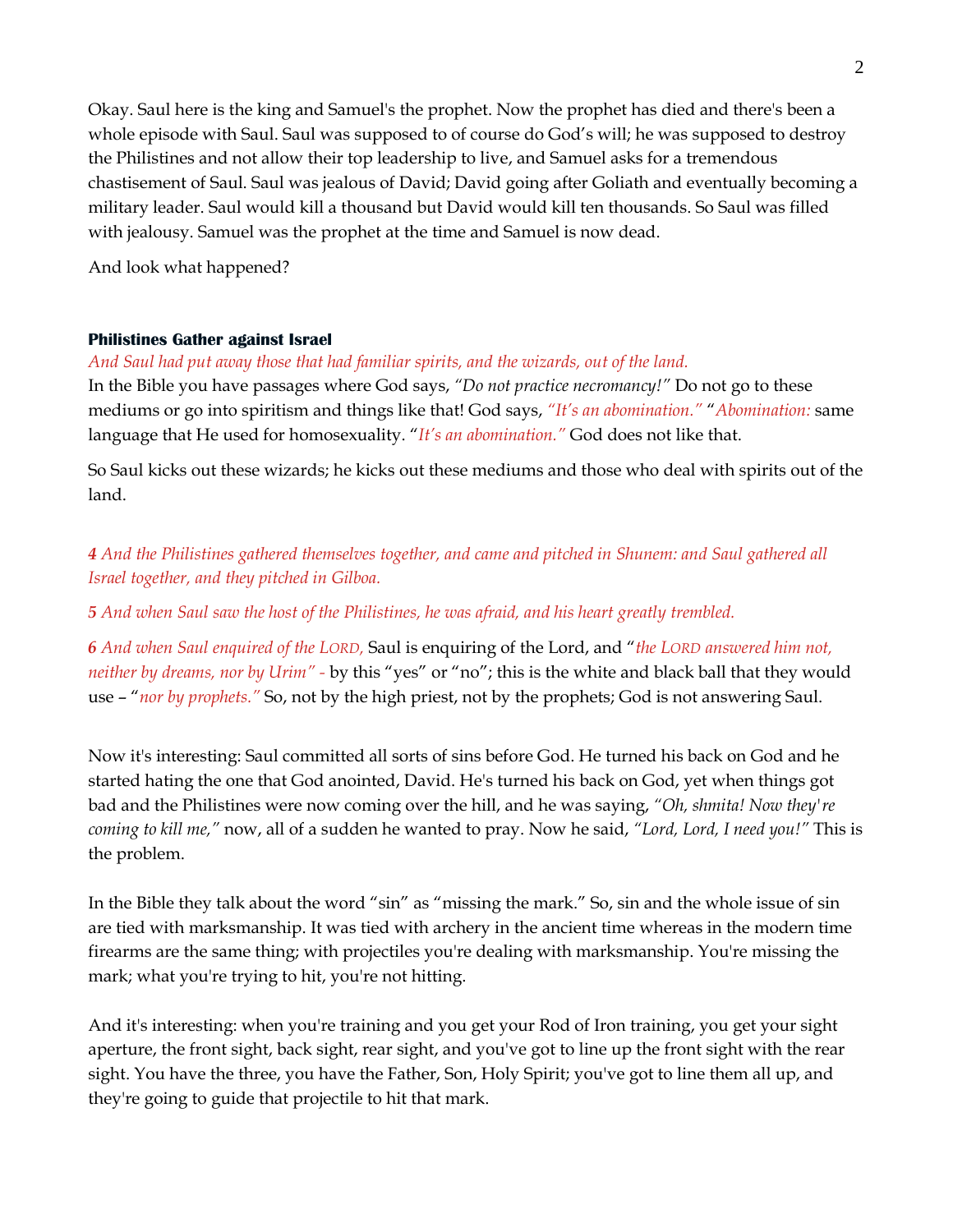Okay. Saul here is the king and Samuel's the prophet. Now the prophet has died and there's been a whole episode with Saul. Saul was supposed to of course do God's will; he was supposed to destroy the Philistines and not allow their top leadership to live, and Samuel asks for a tremendous chastisement of Saul. Saul was jealous of David; David going after Goliath and eventually becoming a military leader. Saul would kill a thousand but David would kill ten thousands. So Saul was filled with jealousy. Samuel was the prophet at the time and Samuel is now dead.

And look what happened?

**Philistines Gather against Israel**

*And Saul had put away those that had familiar spirits, and the wizards, out of the land.*

In the Bible you have passages where God says, *"Do not practice necromancy!"* Do not go to these mediums or go into spiritism and things like that! God says, *"It's an abomination."* "*Abomination:* same language that He used for homosexuality. "*It's an abomination."* God does not like that.

So Saul kicks out these wizards; he kicks out these mediums and those who deal with spirits out of the land.

***4*** *And the Philistines gathered themselves together, and came and pitched in Shunem: and Saul gathered all Israel together, and they pitched in Gilboa.*

***5*** *And when Saul saw the host of the Philistines, he was afraid, and his heart greatly trembled.*

***6*** *And when Saul enquired of the LORD,* Saul is enquiring of the Lord, and "*the LORD answered him not, neither by dreams, nor by Urim" -* by this "yes" or "no"; this is the white and black ball that they would use – "*nor by prophets."* So, not by the high priest, not by the prophets; God is not answering Saul.

Now it's interesting: Saul committed all sorts of sins before God. He turned his back on God and he started hating the one that God anointed, David. He's turned his back on God, yet when things got bad and the Philistines were now coming over the hill, and he was saying, *"Oh, shmita! Now they're coming to kill me,"* now, all of a sudden he wanted to pray. Now he said, *"Lord, Lord, I need you!"* This is the problem.

In the Bible they talk about the word "sin" as "missing the mark." So, sin and the whole issue of sin are tied with marksmanship. It was tied with archery in the ancient time whereas in the modern time firearms are the same thing; with projectiles you're dealing with marksmanship. You're missing the mark; what you're trying to hit, you're not hitting.

And it's interesting: when you're training and you get your Rod of Iron training, you get your sight aperture, the front sight, back sight, rear sight, and you've got to line up the front sight with the rear sight. You have the three, you have the Father, Son, Holy Spirit; you've got to line them all up, and they're going to guide that projectile to hit that mark.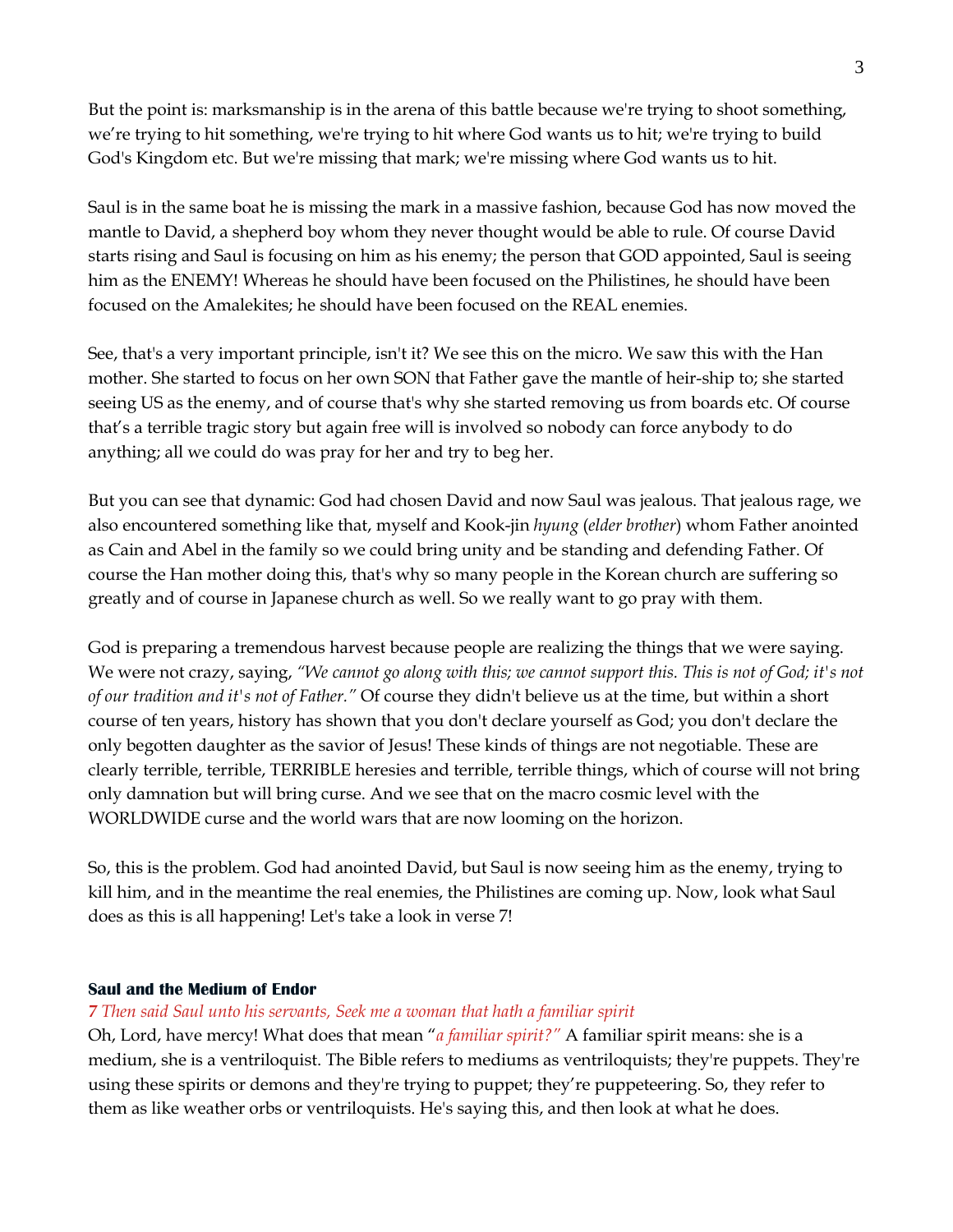But the point is: marksmanship is in the arena of this battle because we're trying to shoot something, we're trying to hit something, we're trying to hit where God wants us to hit; we're trying to build God's Kingdom etc. But we're missing that mark; we're missing where God wants us to hit.

Saul is in the same boat he is missing the mark in a massive fashion, because God has now moved the mantle to David, a shepherd boy whom they never thought would be able to rule. Of course David starts rising and Saul is focusing on him as his enemy; the person that GOD appointed, Saul is seeing him as the ENEMY! Whereas he should have been focused on the Philistines, he should have been focused on the Amalekites; he should have been focused on the REAL enemies.

See, that's a very important principle, isn't it? We see this on the micro. We saw this with the Han mother. She started to focus on her own SON that Father gave the mantle of heir-ship to; she started seeing US as the enemy, and of course that's why she started removing us from boards etc. Of course that's a terrible tragic story but again free will is involved so nobody can force anybody to do anything; all we could do was pray for her and try to beg her.

But you can see that dynamic: God had chosen David and now Saul was jealous. That jealous rage, we also encountered something like that, myself and Kook-jin *hyung* (*elder brother*) whom Father anointed as Cain and Abel in the family so we could bring unity and be standing and defending Father. Of course the Han mother doing this, that's why so many people in the Korean church are suffering so greatly and of course in Japanese church as well. So we really want to go pray with them.

God is preparing a tremendous harvest because people are realizing the things that we were saying. We were not crazy, saying, *"We cannot go along with this; we cannot support this. This is not of God; it's not of our tradition and it's not of Father."* Of course they didn't believe us at the time, but within a short course of ten years, history has shown that you don't declare yourself as God; you don't declare the only begotten daughter as the savior of Jesus! These kinds of things are not negotiable. These are clearly terrible, terrible, TERRIBLE heresies and terrible, terrible things, which of course will not bring only damnation but will bring curse. And we see that on the macro cosmic level with the WORLDWIDE curse and the world wars that are now looming on the horizon.

So, this is the problem. God had anointed David, but Saul is now seeing him as the enemy, trying to kill him, and in the meantime the real enemies, the Philistines are coming up. Now, look what Saul does as this is all happening! Let's take a look in verse 7!

**Saul and the Medium of Endor**

**7** *Then said Saul unto his servants, Seek me a woman that hath a familiar spirit*

Oh, Lord, have mercy! What does that mean "*a familiar spirit?"* A familiar spirit means: she is a medium, she is a ventriloquist. The Bible refers to mediums as ventriloquists; they're puppets. They're using these spirits or demons and they're trying to puppet; they're puppeteering. So, they refer to them as like weather orbs or ventriloquists. He's saying this, and then look at what he does.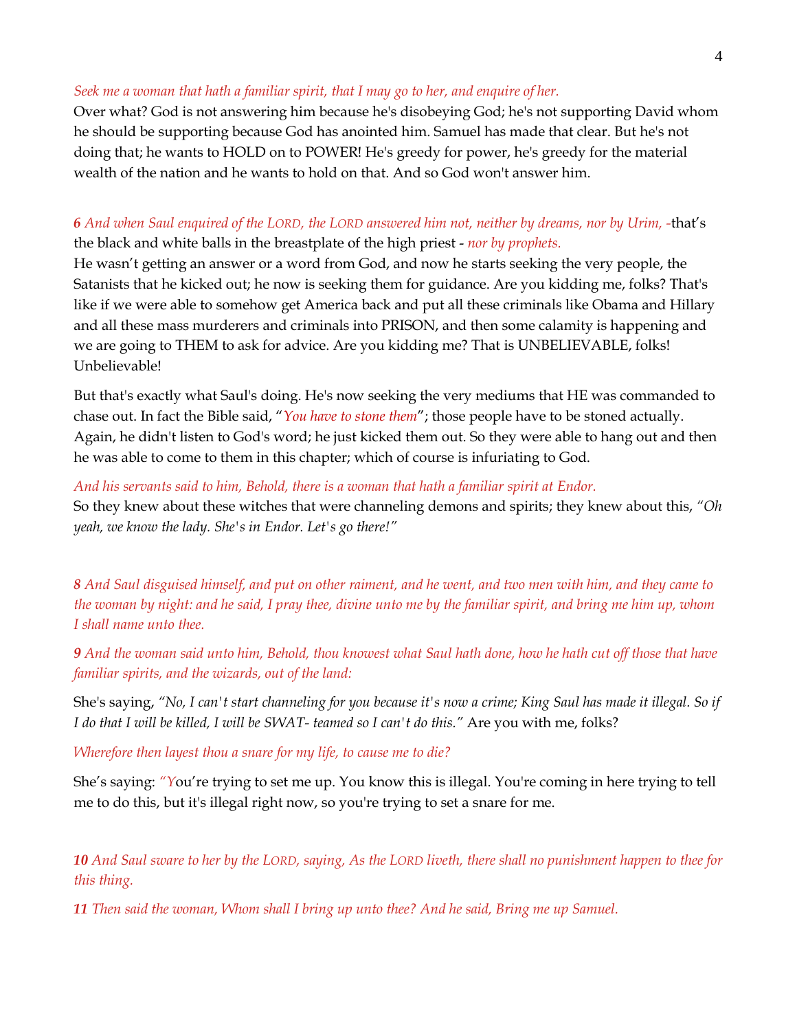*Seek me a woman that hath a familiar spirit, that I may go to her, and enquire of her.*
Over what? God is not answering him because he's disobeying God; he's not supporting David whom he should be supporting because God has anointed him. Samuel has made that clear. But he's not doing that; he wants to HOLD on to POWER! He's greedy for power, he's greedy for the material wealth of the nation and he wants to hold on that. And so God won't answer him.

***6*** *And when Saul enquired of the LORD, the LORD answered him not, neither by dreams, nor by Urim,* -that's the black and white balls in the breastplate of the high priest - *nor by prophets.*
He wasn't getting an answer or a word from God, and now he starts seeking the very people, the Satanists that he kicked out; he now is seeking them for guidance. Are you kidding me, folks? That's like if we were able to somehow get America back and put all these criminals like Obama and Hillary and all these mass murderers and criminals into PRISON, and then some calamity is happening and we are going to THEM to ask for advice. Are you kidding me? That is UNBELIEVABLE, folks! Unbelievable!

But that's exactly what Saul's doing. He's now seeking the very mediums that HE was commanded to chase out. In fact the Bible said, "*You have to stone them*"; those people have to be stoned actually. Again, he didn't listen to God's word; he just kicked them out. So they were able to hang out and then he was able to come to them in this chapter; which of course is infuriating to God.

*And his servants said to him, Behold, there is a woman that hath a familiar spirit at Endor.*
So they knew about these witches that were channeling demons and spirits; they knew about this, *"Oh yeah, we know the lady. She's in Endor. Let's go there!"*

***8*** *And Saul disguised himself, and put on other raiment, and he went, and two men with him, and they came to the woman by night: and he said, I pray thee, divine unto me by the familiar spirit, and bring me him up, whom I shall name unto thee.*

***9*** *And the woman said unto him, Behold, thou knowest what Saul hath done, how he hath cut off those that have familiar spirits, and the wizards, out of the land:*

She's saying, *"No, I can't start channeling for you because it's now a crime; King Saul has made it illegal. So if I do that I will be killed, I will be SWAT- teamed so I can't do this."* Are you with me, folks?

*Wherefore then layest thou a snare for my life, to cause me to die?*

She's saying: "You're trying to set me up. You know this is illegal. You're coming in here trying to tell me to do this, but it's illegal right now, so you're trying to set a snare for me.

***10*** *And Saul sware to her by the LORD, saying, As the LORD liveth, there shall no punishment happen to thee for this thing.*

***11*** *Then said the woman, Whom shall I bring up unto thee? And he said, Bring me up Samuel.*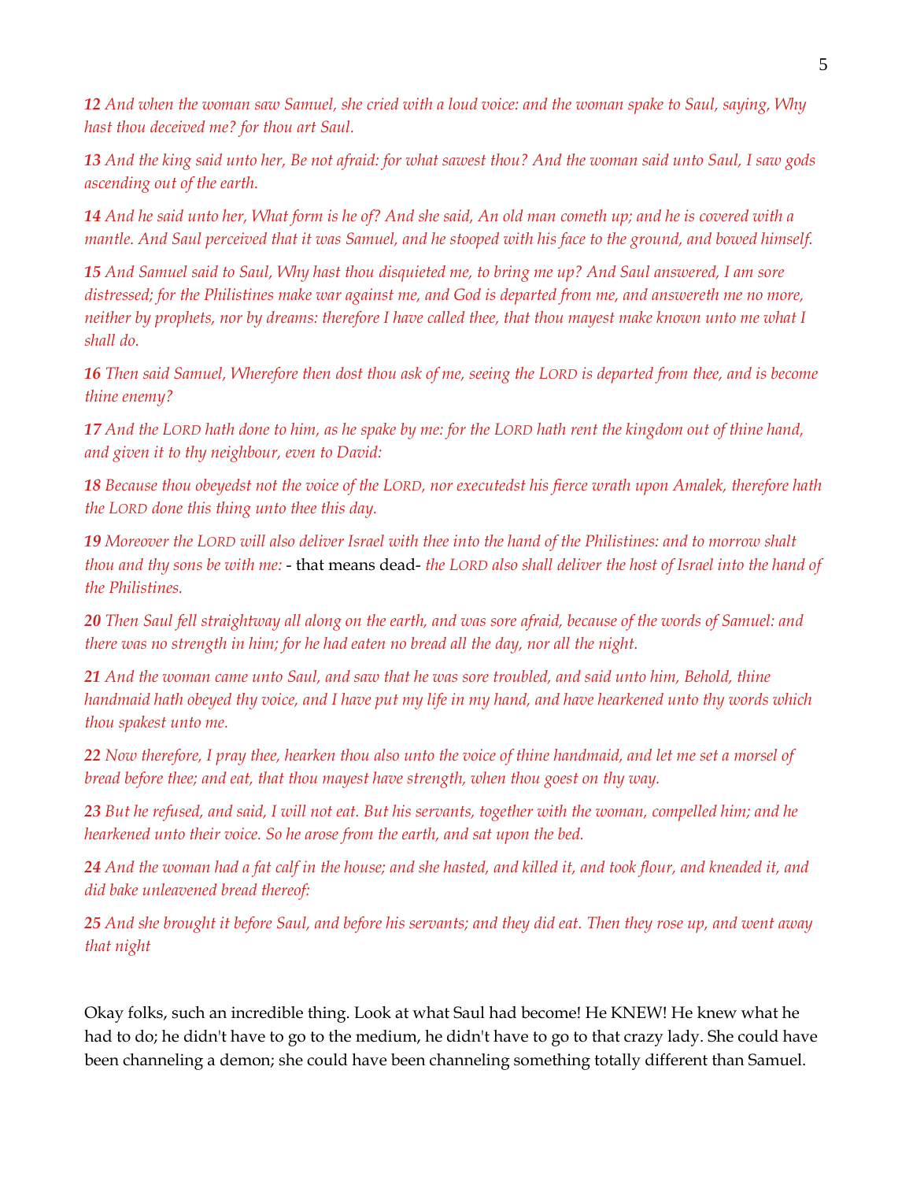***12*** *And when the woman saw Samuel, she cried with a loud voice: and the woman spake to Saul, saying, Why hast thou deceived me? for thou art Saul.*

***13*** *And the king said unto her, Be not afraid: for what sawest thou? And the woman said unto Saul, I saw gods ascending out of the earth.*

***14*** *And he said unto her, What form is he of? And she said, An old man cometh up; and he is covered with a mantle. And Saul perceived that it was Samuel, and he stooped with his face to the ground, and bowed himself.*

***15*** *And Samuel said to Saul, Why hast thou disquieted me, to bring me up? And Saul answered, I am sore distressed; for the Philistines make war against me, and God is departed from me, and answereth me no more, neither by prophets, nor by dreams: therefore I have called thee, that thou mayest make known unto me what I shall do.*

***16*** *Then said Samuel, Wherefore then dost thou ask of me, seeing the LORD is departed from thee, and is become thine enemy?*

***17*** *And the LORD hath done to him, as he spake by me: for the LORD hath rent the kingdom out of thine hand, and given it to thy neighbour, even to David:*

***18*** *Because thou obeyedst not the voice of the LORD, nor executedst his fierce wrath upon Amalek, therefore hath the LORD done this thing unto thee this day.*

***19*** *Moreover the LORD will also deliver Israel with thee into the hand of the Philistines: and to morrow shalt thou and thy sons be with me:* - that means dead- *the LORD also shall deliver the host of Israel into the hand of the Philistines.*

***20*** *Then Saul fell straightway all along on the earth, and was sore afraid, because of the words of Samuel: and there was no strength in him; for he had eaten no bread all the day, nor all the night.*

***21*** *And the woman came unto Saul, and saw that he was sore troubled, and said unto him, Behold, thine handmaid hath obeyed thy voice, and I have put my life in my hand, and have hearkened unto thy words which thou spakest unto me.*

***22*** *Now therefore, I pray thee, hearken thou also unto the voice of thine handmaid, and let me set a morsel of bread before thee; and eat, that thou mayest have strength, when thou goest on thy way.*

***23*** *But he refused, and said, I will not eat. But his servants, together with the woman, compelled him; and he hearkened unto their voice. So he arose from the earth, and sat upon the bed.*

***24*** *And the woman had a fat calf in the house; and she hasted, and killed it, and took flour, and kneaded it, and did bake unleavened bread thereof:*

***25*** *And she brought it before Saul, and before his servants; and they did eat. Then they rose up, and went away that night*

Okay folks, such an incredible thing. Look at what Saul had become! He KNEW! He knew what he had to do; he didn't have to go to the medium, he didn't have to go to that crazy lady. She could have been channeling a demon; she could have been channeling something totally different than Samuel.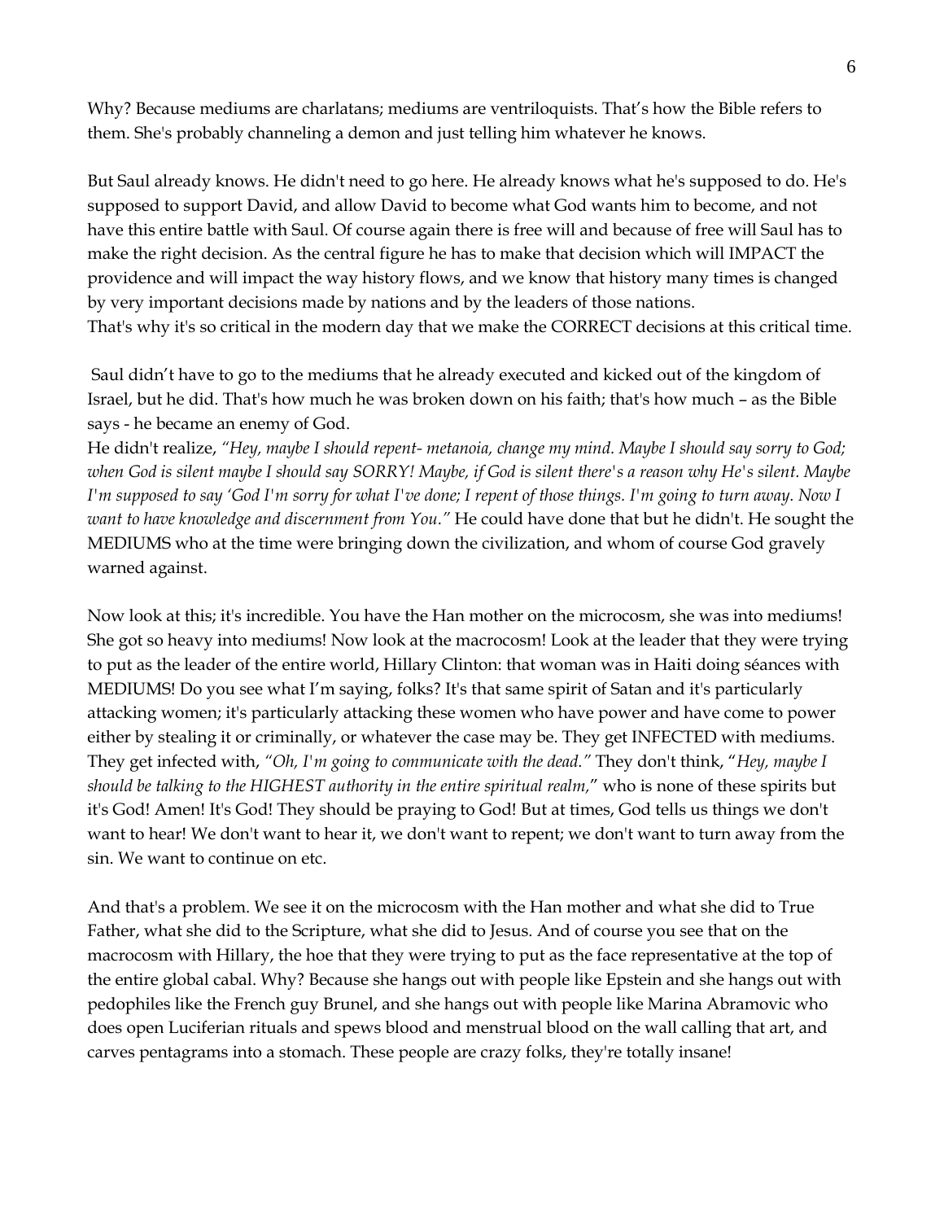Why? Because mediums are charlatans; mediums are ventriloquists. That's how the Bible refers to them. She's probably channeling a demon and just telling him whatever he knows.

But Saul already knows. He didn't need to go here. He already knows what he's supposed to do. He's supposed to support David, and allow David to become what God wants him to become, and not have this entire battle with Saul. Of course again there is free will and because of free will Saul has to make the right decision. As the central figure he has to make that decision which will IMPACT the providence and will impact the way history flows, and we know that history many times is changed by very important decisions made by nations and by the leaders of those nations.
That's why it's so critical in the modern day that we make the CORRECT decisions at this critical time.

Saul didn't have to go to the mediums that he already executed and kicked out of the kingdom of Israel, but he did. That's how much he was broken down on his faith; that's how much – as the Bible says - he became an enemy of God.
He didn't realize, *"Hey, maybe I should repent- metanoia, change my mind. Maybe I should say sorry to God; when God is silent maybe I should say SORRY! Maybe, if God is silent there's a reason why He's silent. Maybe I'm supposed to say 'God I'm sorry for what I've done; I repent of those things. I'm going to turn away. Now I want to have knowledge and discernment from You."* He could have done that but he didn't. He sought the MEDIUMS who at the time were bringing down the civilization, and whom of course God gravely warned against.

Now look at this; it's incredible. You have the Han mother on the microcosm, she was into mediums! She got so heavy into mediums! Now look at the macrocosm! Look at the leader that they were trying to put as the leader of the entire world, Hillary Clinton: that woman was in Haiti doing séances with MEDIUMS! Do you see what I'm saying, folks? It's that same spirit of Satan and it's particularly attacking women; it's particularly attacking these women who have power and have come to power either by stealing it or criminally, or whatever the case may be. They get INFECTED with mediums. They get infected with, *"Oh, I'm going to communicate with the dead."* They don't think, "*Hey, maybe I should be talking to the HIGHEST authority in the entire spiritual realm,*" who is none of these spirits but it's God! Amen! It's God! They should be praying to God! But at times, God tells us things we don't want to hear! We don't want to hear it, we don't want to repent; we don't want to turn away from the sin. We want to continue on etc.

And that's a problem. We see it on the microcosm with the Han mother and what she did to True Father, what she did to the Scripture, what she did to Jesus. And of course you see that on the macrocosm with Hillary, the hoe that they were trying to put as the face representative at the top of the entire global cabal. Why? Because she hangs out with people like Epstein and she hangs out with pedophiles like the French guy Brunel, and she hangs out with people like Marina Abramovic who does open Luciferian rituals and spews blood and menstrual blood on the wall calling that art, and carves pentagrams into a stomach. These people are crazy folks, they're totally insane!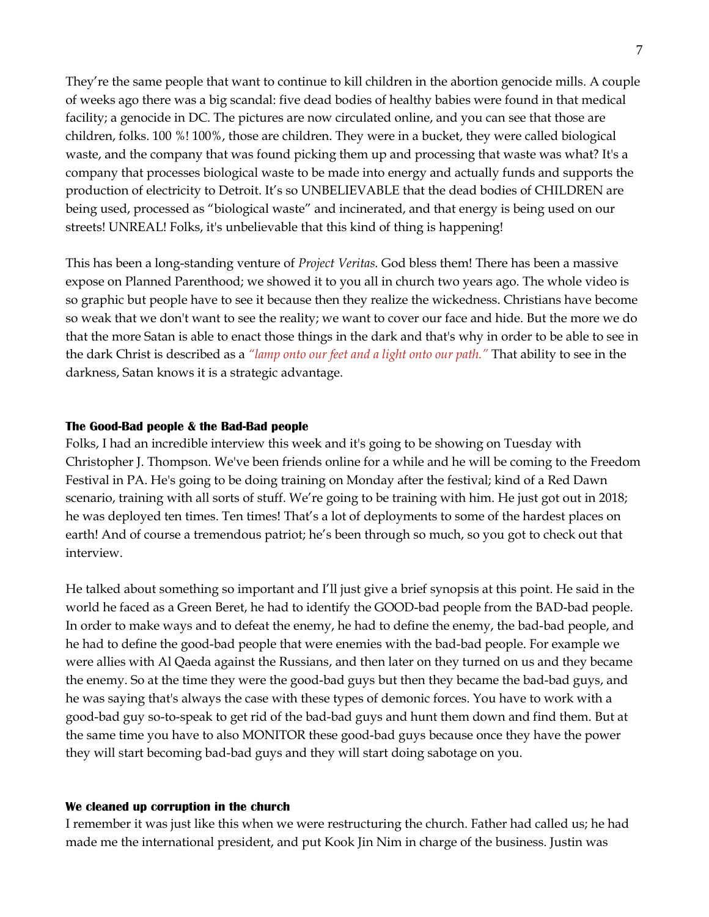They're the same people that want to continue to kill children in the abortion genocide mills. A couple of weeks ago there was a big scandal: five dead bodies of healthy babies were found in that medical facility; a genocide in DC. The pictures are now circulated online, and you can see that those are children, folks. 100 %! 100%, those are children. They were in a bucket, they were called biological waste, and the company that was found picking them up and processing that waste was what? It's a company that processes biological waste to be made into energy and actually funds and supports the production of electricity to Detroit. It's so UNBELIEVABLE that the dead bodies of CHILDREN are being used, processed as "biological waste" and incinerated, and that energy is being used on our streets! UNREAL! Folks, it's unbelievable that this kind of thing is happening!

This has been a long-standing venture of *Project Veritas.* God bless them! There has been a massive expose on Planned Parenthood; we showed it to you all in church two years ago. The whole video is so graphic but people have to see it because then they realize the wickedness. Christians have become so weak that we don't want to see the reality; we want to cover our face and hide. But the more we do that the more Satan is able to enact those things in the dark and that's why in order to be able to see in the dark Christ is described as a *"lamp onto our feet and a light onto our path."* That ability to see in the darkness, Satan knows it is a strategic advantage.

**The Good-Bad people & the Bad-Bad people**

Folks, I had an incredible interview this week and it's going to be showing on Tuesday with Christopher J. Thompson. We've been friends online for a while and he will be coming to the Freedom Festival in PA. He's going to be doing training on Monday after the festival; kind of a Red Dawn scenario, training with all sorts of stuff. We're going to be training with him. He just got out in 2018; he was deployed ten times. Ten times! That's a lot of deployments to some of the hardest places on earth! And of course a tremendous patriot; he's been through so much, so you got to check out that interview.

He talked about something so important and I'll just give a brief synopsis at this point. He said in the world he faced as a Green Beret, he had to identify the GOOD-bad people from the BAD-bad people. In order to make ways and to defeat the enemy, he had to define the enemy, the bad-bad people, and he had to define the good-bad people that were enemies with the bad-bad people. For example we were allies with Al Qaeda against the Russians, and then later on they turned on us and they became the enemy. So at the time they were the good-bad guys but then they became the bad-bad guys, and he was saying that's always the case with these types of demonic forces. You have to work with a good-bad guy so-to-speak to get rid of the bad-bad guys and hunt them down and find them. But at the same time you have to also MONITOR these good-bad guys because once they have the power they will start becoming bad-bad guys and they will start doing sabotage on you.

**We cleaned up corruption in the church**

I remember it was just like this when we were restructuring the church. Father had called us; he had made me the international president, and put Kook Jin Nim in charge of the business. Justin was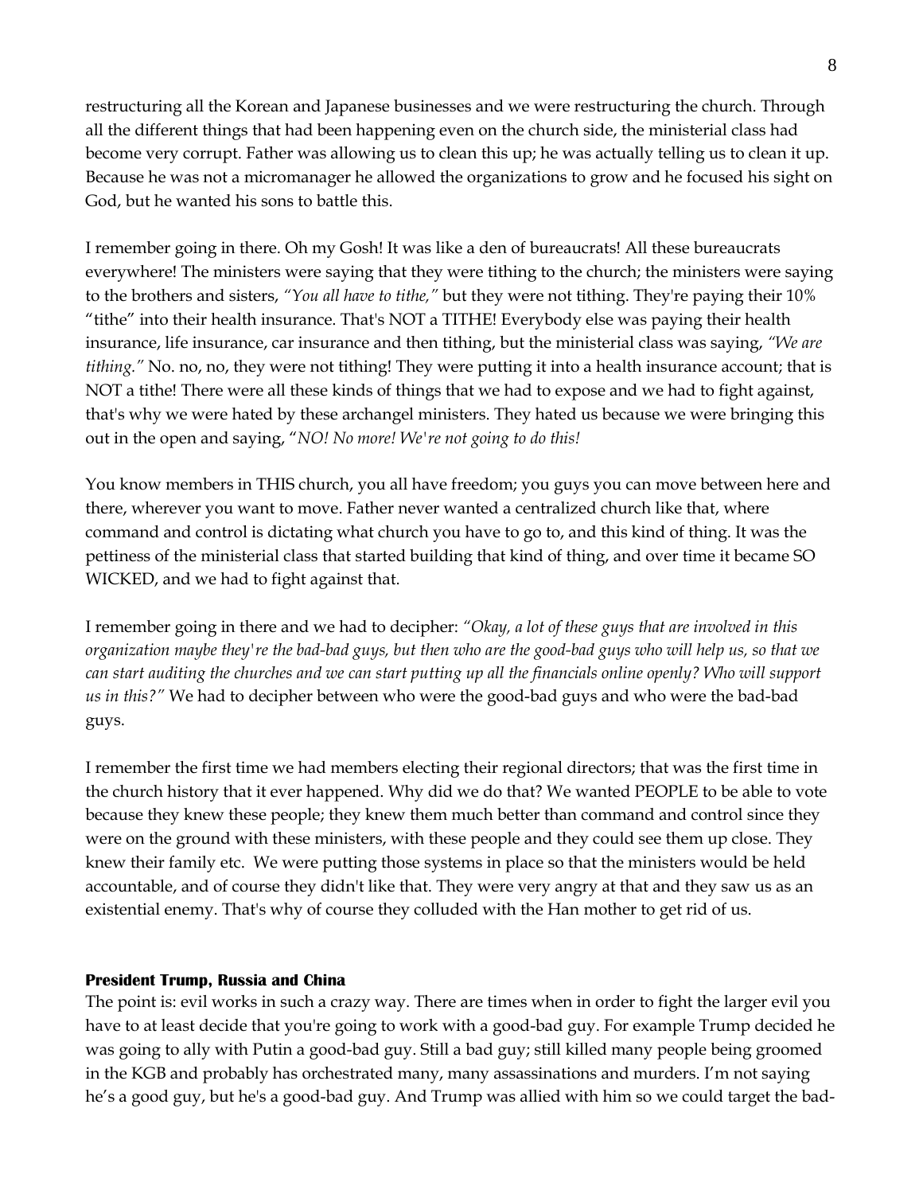restructuring all the Korean and Japanese businesses and we were restructuring the church. Through all the different things that had been happening even on the church side, the ministerial class had become very corrupt. Father was allowing us to clean this up; he was actually telling us to clean it up. Because he was not a micromanager he allowed the organizations to grow and he focused his sight on God, but he wanted his sons to battle this.

I remember going in there. Oh my Gosh! It was like a den of bureaucrats! All these bureaucrats everywhere! The ministers were saying that they were tithing to the church; the ministers were saying to the brothers and sisters, *"You all have to tithe,"* but they were not tithing. They're paying their 10% "tithe" into their health insurance. That's NOT a TITHE! Everybody else was paying their health insurance, life insurance, car insurance and then tithing, but the ministerial class was saying, *"We are tithing."* No. no, no, they were not tithing! They were putting it into a health insurance account; that is NOT a tithe! There were all these kinds of things that we had to expose and we had to fight against, that's why we were hated by these archangel ministers. They hated us because we were bringing this out in the open and saying, "*NO! No more! We're not going to do this!*

You know members in THIS church, you all have freedom; you guys you can move between here and there, wherever you want to move. Father never wanted a centralized church like that, where command and control is dictating what church you have to go to, and this kind of thing. It was the pettiness of the ministerial class that started building that kind of thing, and over time it became SO WICKED, and we had to fight against that.

I remember going in there and we had to decipher: *"Okay, a lot of these guys that are involved in this organization maybe they're the bad-bad guys, but then who are the good-bad guys who will help us, so that we can start auditing the churches and we can start putting up all the financials online openly? Who will support us in this?"* We had to decipher between who were the good-bad guys and who were the bad-bad guys.

I remember the first time we had members electing their regional directors; that was the first time in the church history that it ever happened. Why did we do that? We wanted PEOPLE to be able to vote because they knew these people; they knew them much better than command and control since they were on the ground with these ministers, with these people and they could see them up close. They knew their family etc. We were putting those systems in place so that the ministers would be held accountable, and of course they didn't like that. They were very angry at that and they saw us as an existential enemy. That's why of course they colluded with the Han mother to get rid of us.

**President Trump, Russia and China**

The point is: evil works in such a crazy way. There are times when in order to fight the larger evil you have to at least decide that you're going to work with a good-bad guy. For example Trump decided he was going to ally with Putin a good-bad guy. Still a bad guy; still killed many people being groomed in the KGB and probably has orchestrated many, many assassinations and murders. I'm not saying he's a good guy, but he's a good-bad guy. And Trump was allied with him so we could target the bad-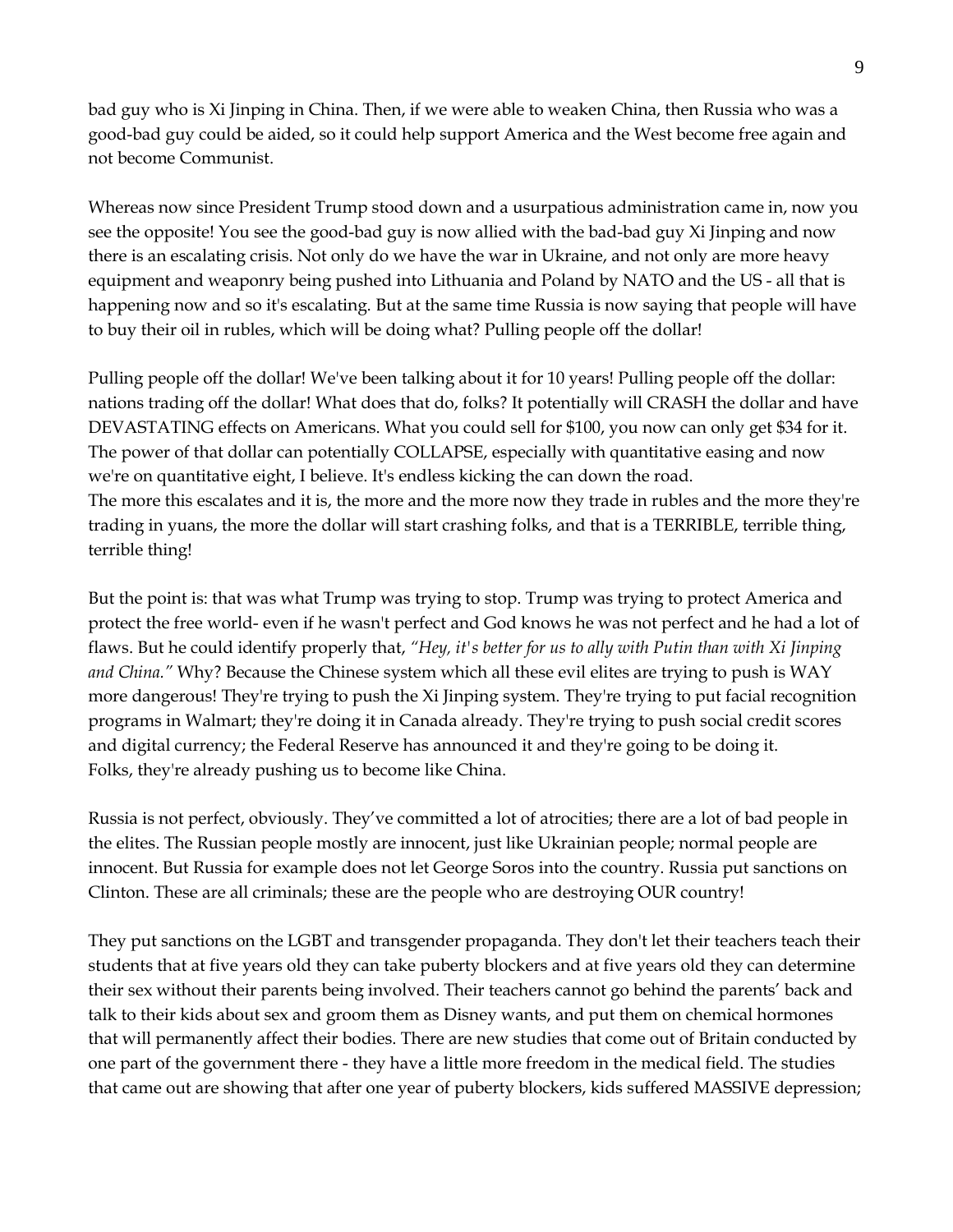bad guy who is Xi Jinping in China. Then, if we were able to weaken China, then Russia who was a good-bad guy could be aided, so it could help support America and the West become free again and not become Communist.

Whereas now since President Trump stood down and a usurpatious administration came in, now you see the opposite! You see the good-bad guy is now allied with the bad-bad guy Xi Jinping and now there is an escalating crisis. Not only do we have the war in Ukraine, and not only are more heavy equipment and weaponry being pushed into Lithuania and Poland by NATO and the US - all that is happening now and so it's escalating. But at the same time Russia is now saying that people will have to buy their oil in rubles, which will be doing what? Pulling people off the dollar!

Pulling people off the dollar! We've been talking about it for 10 years! Pulling people off the dollar: nations trading off the dollar! What does that do, folks? It potentially will CRASH the dollar and have DEVASTATING effects on Americans. What you could sell for $100, you now can only get $34 for it. The power of that dollar can potentially COLLAPSE, especially with quantitative easing and now we're on quantitative eight, I believe. It's endless kicking the can down the road.
The more this escalates and it is, the more and the more now they trade in rubles and the more they're trading in yuans, the more the dollar will start crashing folks, and that is a TERRIBLE, terrible thing, terrible thing!

But the point is: that was what Trump was trying to stop. Trump was trying to protect America and protect the free world- even if he wasn't perfect and God knows he was not perfect and he had a lot of flaws. But he could identify properly that, *"Hey, it's better for us to ally with Putin than with Xi Jinping and China."* Why? Because the Chinese system which all these evil elites are trying to push is WAY more dangerous! They're trying to push the Xi Jinping system. They're trying to put facial recognition programs in Walmart; they're doing it in Canada already. They're trying to push social credit scores and digital currency; the Federal Reserve has announced it and they're going to be doing it.
Folks, they're already pushing us to become like China.

Russia is not perfect, obviously. They've committed a lot of atrocities; there are a lot of bad people in the elites. The Russian people mostly are innocent, just like Ukrainian people; normal people are innocent. But Russia for example does not let George Soros into the country. Russia put sanctions on Clinton. These are all criminals; these are the people who are destroying OUR country!

They put sanctions on the LGBT and transgender propaganda. They don't let their teachers teach their students that at five years old they can take puberty blockers and at five years old they can determine their sex without their parents being involved. Their teachers cannot go behind the parents' back and talk to their kids about sex and groom them as Disney wants, and put them on chemical hormones that will permanently affect their bodies. There are new studies that come out of Britain conducted by one part of the government there - they have a little more freedom in the medical field. The studies that came out are showing that after one year of puberty blockers, kids suffered MASSIVE depression;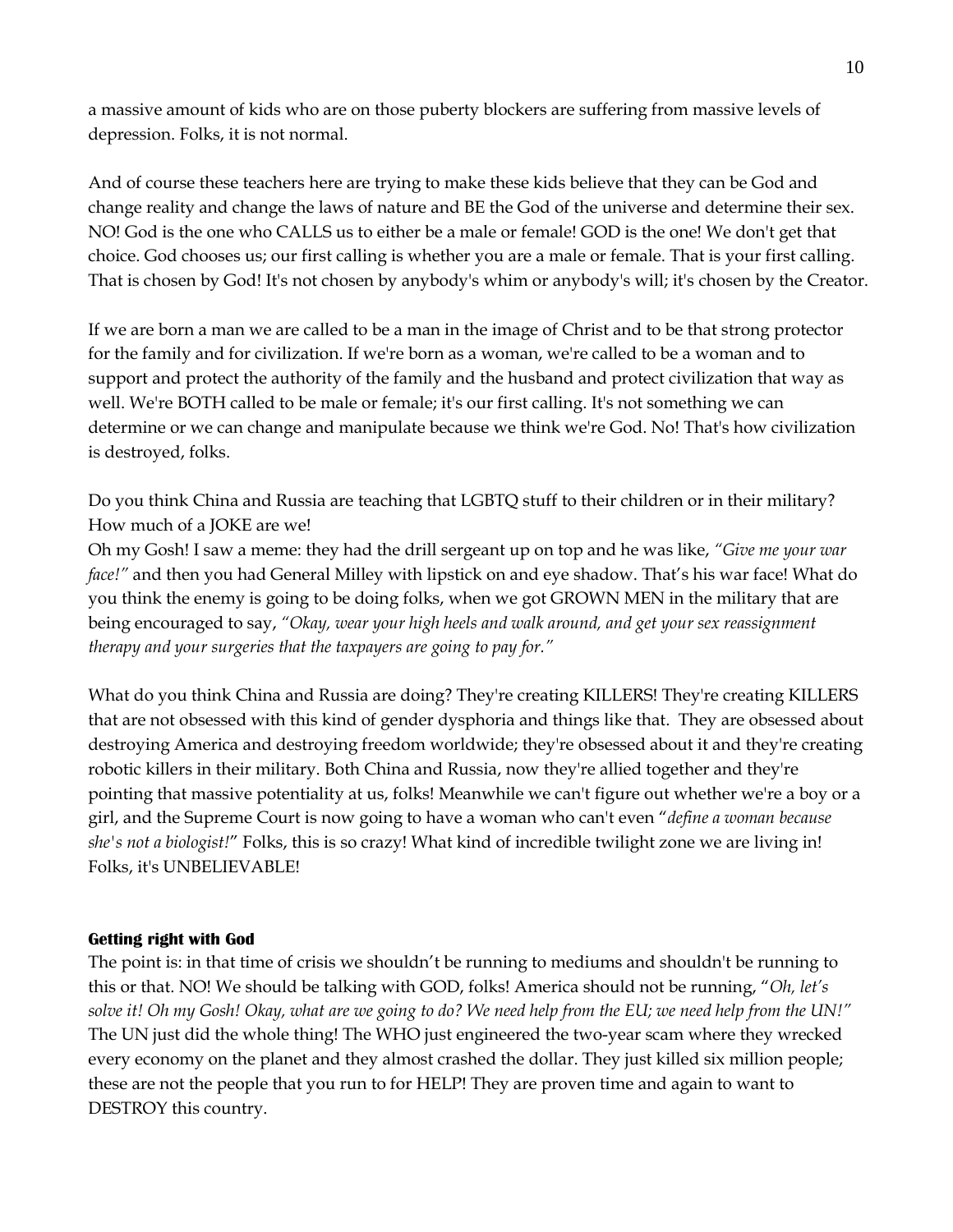a massive amount of kids who are on those puberty blockers are suffering from massive levels of depression. Folks, it is not normal.

And of course these teachers here are trying to make these kids believe that they can be God and change reality and change the laws of nature and BE the God of the universe and determine their sex. NO! God is the one who CALLS us to either be a male or female! GOD is the one! We don't get that choice. God chooses us; our first calling is whether you are a male or female. That is your first calling. That is chosen by God! It's not chosen by anybody's whim or anybody's will; it's chosen by the Creator.

If we are born a man we are called to be a man in the image of Christ and to be that strong protector for the family and for civilization. If we're born as a woman, we're called to be a woman and to support and protect the authority of the family and the husband and protect civilization that way as well. We're BOTH called to be male or female; it's our first calling. It's not something we can determine or we can change and manipulate because we think we're God. No! That's how civilization is destroyed, folks.

Do you think China and Russia are teaching that LGBTQ stuff to their children or in their military? How much of a JOKE are we!
Oh my Gosh! I saw a meme: they had the drill sergeant up on top and he was like, *"Give me your war face!"* and then you had General Milley with lipstick on and eye shadow. That's his war face! What do you think the enemy is going to be doing folks, when we got GROWN MEN in the military that are being encouraged to say, *"Okay, wear your high heels and walk around, and get your sex reassignment therapy and your surgeries that the taxpayers are going to pay for."*

What do you think China and Russia are doing? They're creating KILLERS! They're creating KILLERS that are not obsessed with this kind of gender dysphoria and things like that. They are obsessed about destroying America and destroying freedom worldwide; they're obsessed about it and they're creating robotic killers in their military. Both China and Russia, now they're allied together and they're pointing that massive potentiality at us, folks! Meanwhile we can't figure out whether we're a boy or a girl, and the Supreme Court is now going to have a woman who can't even "*define a woman because she's not a biologist!*" Folks, this is so crazy! What kind of incredible twilight zone we are living in! Folks, it's UNBELIEVABLE!

**Getting right with God**

The point is: in that time of crisis we shouldn't be running to mediums and shouldn't be running to this or that. NO! We should be talking with GOD, folks! America should not be running, "*Oh, let's solve it! Oh my Gosh! Okay, what are we going to do? We need help from the EU; we need help from the UN!"* The UN just did the whole thing! The WHO just engineered the two-year scam where they wrecked every economy on the planet and they almost crashed the dollar. They just killed six million people; these are not the people that you run to for HELP! They are proven time and again to want to DESTROY this country.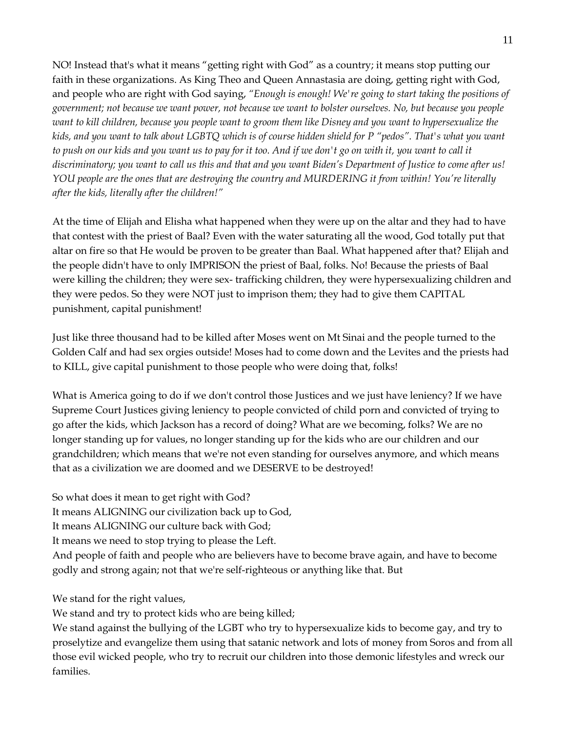NO! Instead that's what it means "getting right with God" as a country; it means stop putting our faith in these organizations. As King Theo and Queen Annastasia are doing, getting right with God, and people who are right with God saying, *"Enough is enough! We're going to start taking the positions of government; not because we want power, not because we want to bolster ourselves. No, but because you people want to kill children, because you people want to groom them like Disney and you want to hypersexualize the kids, and you want to talk about LGBTQ which is of course hidden shield for P "pedos". That's what you want to push on our kids and you want us to pay for it too. And if we don't go on with it, you want to call it discriminatory; you want to call us this and that and you want Biden's Department of Justice to come after us! YOU people are the ones that are destroying the country and MURDERING it from within! You're literally after the kids, literally after the children!"*

At the time of Elijah and Elisha what happened when they were up on the altar and they had to have that contest with the priest of Baal? Even with the water saturating all the wood, God totally put that altar on fire so that He would be proven to be greater than Baal. What happened after that? Elijah and the people didn't have to only IMPRISON the priest of Baal, folks. No! Because the priests of Baal were killing the children; they were sex- trafficking children, they were hypersexualizing children and they were pedos. So they were NOT just to imprison them; they had to give them CAPITAL punishment, capital punishment!

Just like three thousand had to be killed after Moses went on Mt Sinai and the people turned to the Golden Calf and had sex orgies outside! Moses had to come down and the Levites and the priests had to KILL, give capital punishment to those people who were doing that, folks!

What is America going to do if we don't control those Justices and we just have leniency? If we have Supreme Court Justices giving leniency to people convicted of child porn and convicted of trying to go after the kids, which Jackson has a record of doing? What are we becoming, folks? We are no longer standing up for values, no longer standing up for the kids who are our children and our grandchildren; which means that we're not even standing for ourselves anymore, and which means that as a civilization we are doomed and we DESERVE to be destroyed!

So what does it mean to get right with God?
It means ALIGNING our civilization back up to God,
It means ALIGNING our culture back with God;
It means we need to stop trying to please the Left.
And people of faith and people who are believers have to become brave again, and have to become godly and strong again; not that we're self-righteous or anything like that. But

We stand for the right values,
We stand and try to protect kids who are being killed;
We stand against the bullying of the LGBT who try to hypersexualize kids to become gay, and try to proselytize and evangelize them using that satanic network and lots of money from Soros and from all those evil wicked people, who try to recruit our children into those demonic lifestyles and wreck our families.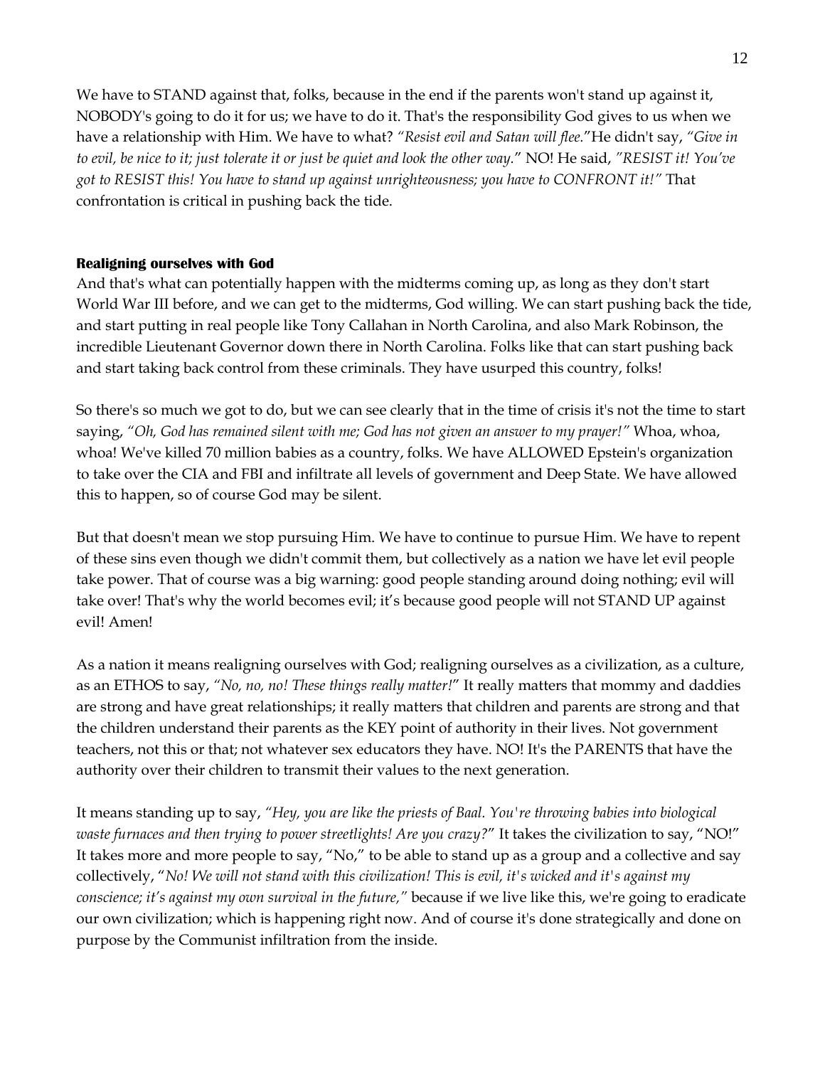We have to STAND against that, folks, because in the end if the parents won't stand up against it, NOBODY's going to do it for us; we have to do it. That's the responsibility God gives to us when we have a relationship with Him. We have to what? *"Resist evil and Satan will flee."*He didn't say, *"Give in to evil, be nice to it; just tolerate it or just be quiet and look the other way."* NO! He said, *"RESIST it! You've got to RESIST this! You have to stand up against unrighteousness; you have to CONFRONT it!"* That confrontation is critical in pushing back the tide.

**Realigning ourselves with God**

And that's what can potentially happen with the midterms coming up, as long as they don't start World War III before, and we can get to the midterms, God willing. We can start pushing back the tide, and start putting in real people like Tony Callahan in North Carolina, and also Mark Robinson, the incredible Lieutenant Governor down there in North Carolina. Folks like that can start pushing back and start taking back control from these criminals. They have usurped this country, folks!

So there's so much we got to do, but we can see clearly that in the time of crisis it's not the time to start saying, *"Oh, God has remained silent with me; God has not given an answer to my prayer!"* Whoa, whoa, whoa! We've killed 70 million babies as a country, folks. We have ALLOWED Epstein's organization to take over the CIA and FBI and infiltrate all levels of government and Deep State. We have allowed this to happen, so of course God may be silent.

But that doesn't mean we stop pursuing Him. We have to continue to pursue Him. We have to repent of these sins even though we didn't commit them, but collectively as a nation we have let evil people take power. That of course was a big warning: good people standing around doing nothing; evil will take over! That's why the world becomes evil; it's because good people will not STAND UP against evil! Amen!

As a nation it means realigning ourselves with God; realigning ourselves as a civilization, as a culture, as an ETHOS to say, *"No, no, no! These things really matter!"* It really matters that mommy and daddies are strong and have great relationships; it really matters that children and parents are strong and that the children understand their parents as the KEY point of authority in their lives. Not government teachers, not this or that; not whatever sex educators they have. NO! It's the PARENTS that have the authority over their children to transmit their values to the next generation.

It means standing up to say, *"Hey, you are like the priests of Baal. You're throwing babies into biological waste furnaces and then trying to power streetlights! Are you crazy?"* It takes the civilization to say, "NO!" It takes more and more people to say, "No," to be able to stand up as a group and a collective and say collectively, "*No! We will not stand with this civilization! This is evil, it's wicked and it's against my conscience; it's against my own survival in the future,"* because if we live like this, we're going to eradicate our own civilization; which is happening right now. And of course it's done strategically and done on purpose by the Communist infiltration from the inside.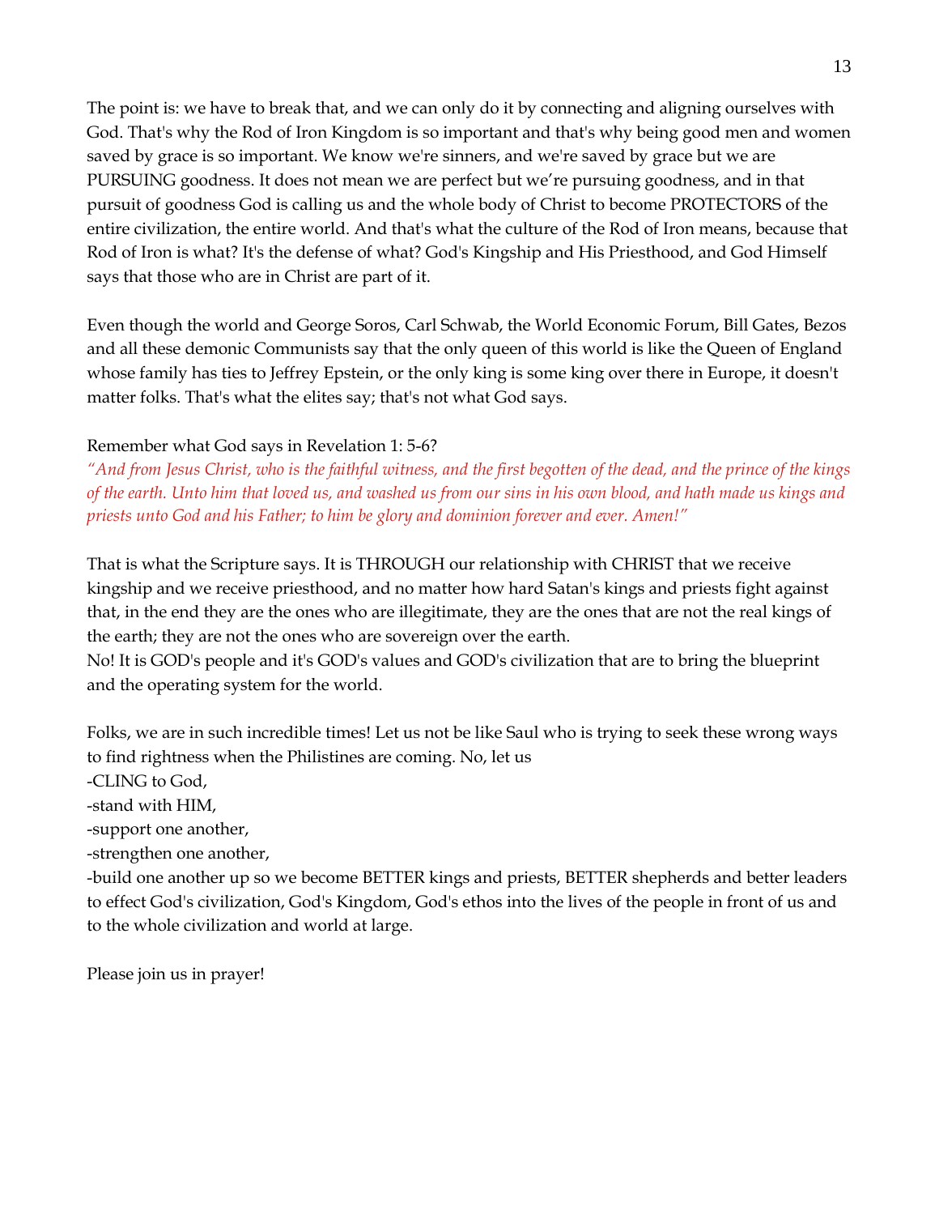The point is: we have to break that, and we can only do it by connecting and aligning ourselves with God. That's why the Rod of Iron Kingdom is so important and that's why being good men and women saved by grace is so important. We know we're sinners, and we're saved by grace but we are PURSUING goodness. It does not mean we are perfect but we're pursuing goodness, and in that pursuit of goodness God is calling us and the whole body of Christ to become PROTECTORS of the entire civilization, the entire world. And that's what the culture of the Rod of Iron means, because that Rod of Iron is what? It's the defense of what? God's Kingship and His Priesthood, and God Himself says that those who are in Christ are part of it.

Even though the world and George Soros, Carl Schwab, the World Economic Forum, Bill Gates, Bezos and all these demonic Communists say that the only queen of this world is like the Queen of England whose family has ties to Jeffrey Epstein, or the only king is some king over there in Europe, it doesn't matter folks. That's what the elites say; that's not what God says.

Remember what God says in Revelation 1: 5-6?
*"And from Jesus Christ, who is the faithful witness, and the first begotten of the dead, and the prince of the kings of the earth. Unto him that loved us, and washed us from our sins in his own blood, and hath made us kings and priests unto God and his Father; to him be glory and dominion forever and ever. Amen!"*

That is what the Scripture says. It is THROUGH our relationship with CHRIST that we receive kingship and we receive priesthood, and no matter how hard Satan's kings and priests fight against that, in the end they are the ones who are illegitimate, they are the ones that are not the real kings of the earth; they are not the ones who are sovereign over the earth.
No! It is GOD's people and it's GOD's values and GOD's civilization that are to bring the blueprint and the operating system for the world.

Folks, we are in such incredible times! Let us not be like Saul who is trying to seek these wrong ways to find rightness when the Philistines are coming. No, let us
-CLING to God,
-stand with HIM,
-support one another,
-strengthen one another,
-build one another up so we become BETTER kings and priests, BETTER shepherds and better leaders to effect God's civilization, God's Kingdom, God's ethos into the lives of the people in front of us and to the whole civilization and world at large.

Please join us in prayer!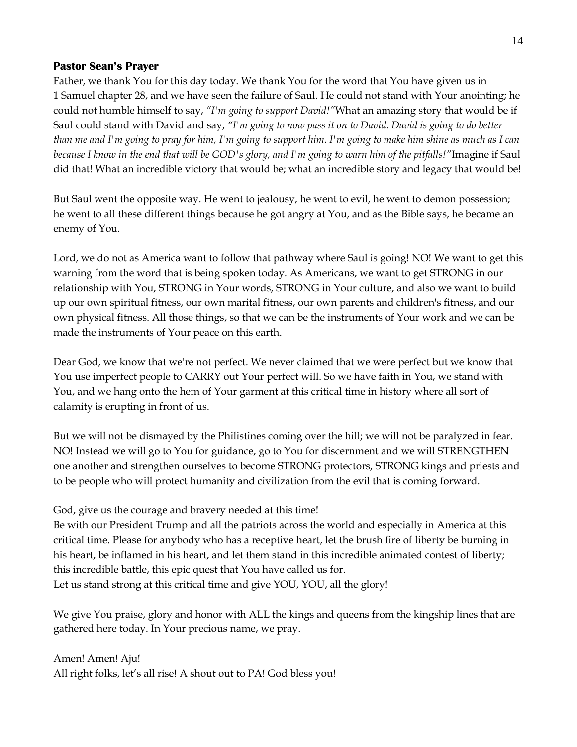### Pastor Sean's Prayer

Father, we thank You for this day today. We thank You for the word that You have given us in 1 Samuel chapter 28, and we have seen the failure of Saul. He could not stand with Your anointing; he could not humble himself to say, *"I'm going to support David!"*What an amazing story that would be if Saul could stand with David and say, *"I'm going to now pass it on to David. David is going to do better than me and I'm going to pray for him, I'm going to support him. I'm going to make him shine as much as I can because I know in the end that will be GOD's glory, and I'm going to warn him of the pitfalls!"*Imagine if Saul did that! What an incredible victory that would be; what an incredible story and legacy that would be!

But Saul went the opposite way. He went to jealousy, he went to evil, he went to demon possession; he went to all these different things because he got angry at You, and as the Bible says, he became an enemy of You.

Lord, we do not as America want to follow that pathway where Saul is going! NO! We want to get this warning from the word that is being spoken today. As Americans, we want to get STRONG in our relationship with You, STRONG in Your words, STRONG in Your culture, and also we want to build up our own spiritual fitness, our own marital fitness, our own parents and children's fitness, and our own physical fitness. All those things, so that we can be the instruments of Your work and we can be made the instruments of Your peace on this earth.

Dear God, we know that we're not perfect. We never claimed that we were perfect but we know that You use imperfect people to CARRY out Your perfect will. So we have faith in You, we stand with You, and we hang onto the hem of Your garment at this critical time in history where all sort of calamity is erupting in front of us.

But we will not be dismayed by the Philistines coming over the hill; we will not be paralyzed in fear. NO! Instead we will go to You for guidance, go to You for discernment and we will STRENGTHEN one another and strengthen ourselves to become STRONG protectors, STRONG kings and priests and to be people who will protect humanity and civilization from the evil that is coming forward.

God, give us the courage and bravery needed at this time!
Be with our President Trump and all the patriots across the world and especially in America at this critical time. Please for anybody who has a receptive heart, let the brush fire of liberty be burning in his heart, be inflamed in his heart, and let them stand in this incredible animated contest of liberty; this incredible battle, this epic quest that You have called us for.
Let us stand strong at this critical time and give YOU, YOU, all the glory!

We give You praise, glory and honor with ALL the kings and queens from the kingship lines that are gathered here today. In Your precious name, we pray.

Amen! Amen! Aju!
All right folks, let's all rise! A shout out to PA! God bless you!